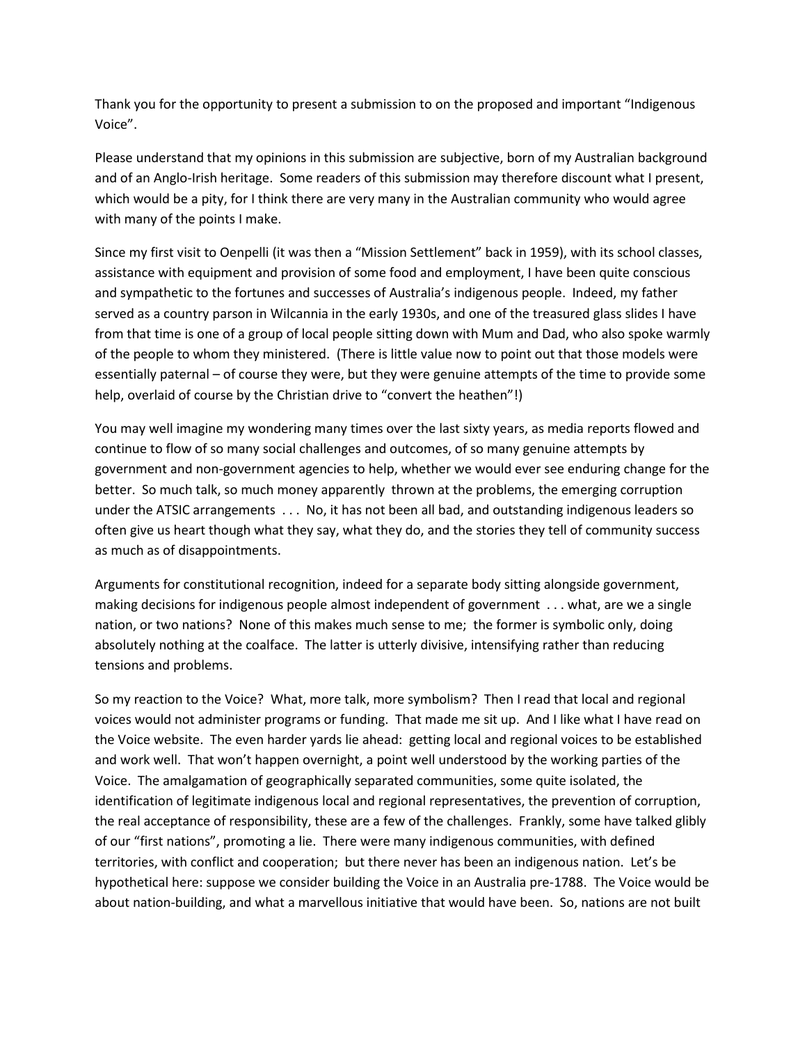Thank you for the opportunity to present a submission to on the proposed and important "Indigenous Voice".

Please understand that my opinions in this submission are subjective, born of my Australian background and of an Anglo-Irish heritage. Some readers of this submission may therefore discount what I present, which would be a pity, for I think there are very many in the Australian community who would agree with many of the points I make.

Since my first visit to Oenpelli (it was then a "Mission Settlement" back in 1959), with its school classes, assistance with equipment and provision of some food and employment, I have been quite conscious and sympathetic to the fortunes and successes of Australia's indigenous people. Indeed, my father served as a country parson in Wilcannia in the early 1930s, and one of the treasured glass slides I have from that time is one of a group of local people sitting down with Mum and Dad, who also spoke warmly of the people to whom they ministered. (There is little value now to point out that those models were essentially paternal – of course they were, but they were genuine attempts of the time to provide some help, overlaid of course by the Christian drive to "convert the heathen"!)

You may well imagine my wondering many times over the last sixty years, as media reports flowed and continue to flow of so many social challenges and outcomes, of so many genuine attempts by government and non-government agencies to help, whether we would ever see enduring change for the better. So much talk, so much money apparently thrown at the problems, the emerging corruption under the ATSIC arrangements . . . No, it has not been all bad, and outstanding indigenous leaders so often give us heart though what they say, what they do, and the stories they tell of community success as much as of disappointments.

Arguments for constitutional recognition, indeed for a separate body sitting alongside government, making decisions for indigenous people almost independent of government . . . what, are we a single nation, or two nations? None of this makes much sense to me; the former is symbolic only, doing absolutely nothing at the coalface. The latter is utterly divisive, intensifying rather than reducing tensions and problems.

So my reaction to the Voice? What, more talk, more symbolism? Then I read that local and regional voices would not administer programs or funding. That made me sit up. And I like what I have read on the Voice website. The even harder yards lie ahead: getting local and regional voices to be established and work well. That won't happen overnight, a point well understood by the working parties of the Voice. The amalgamation of geographically separated communities, some quite isolated, the identification of legitimate indigenous local and regional representatives, the prevention of corruption, the real acceptance of responsibility, these are a few of the challenges. Frankly, some have talked glibly of our "first nations", promoting a lie. There were many indigenous communities, with defined territories, with conflict and cooperation; but there never has been an indigenous nation. Let's be hypothetical here: suppose we consider building the Voice in an Australia pre-1788. The Voice would be about nation-building, and what a marvellous initiative that would have been. So, nations are not built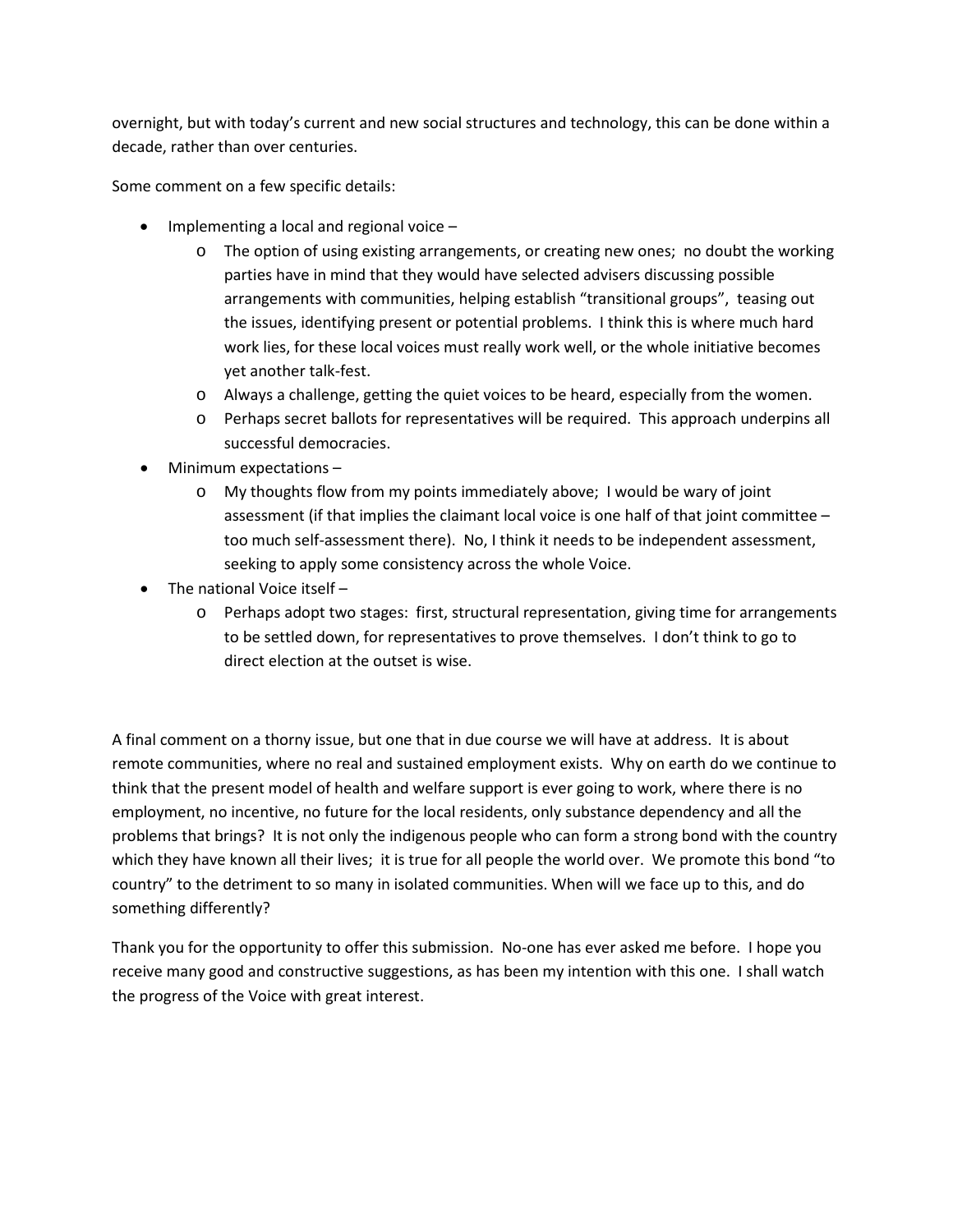overnight, but with today's current and new social structures and technology, this can be done within a decade, rather than over centuries.

Some comment on a few specific details:

- Implementing a local and regional voice –
    - The option of using existing arrangements, or creating new ones; no doubt the working parties have in mind that they would have selected advisers discussing possible arrangements with communities, helping establish "transitional groups", teasing out the issues, identifying present or potential problems. I think this is where much hard work lies, for these local voices must really work well, or the whole initiative becomes yet another talk-fest.
    - Always a challenge, getting the quiet voices to be heard, especially from the women.
    - Perhaps secret ballots for representatives will be required. This approach underpins all successful democracies.
- Minimum expectations –
    - My thoughts flow from my points immediately above; I would be wary of joint assessment (if that implies the claimant local voice is one half of that joint committee – too much self-assessment there). No, I think it needs to be independent assessment, seeking to apply some consistency across the whole Voice.
- The national Voice itself –
    - Perhaps adopt two stages: first, structural representation, giving time for arrangements to be settled down, for representatives to prove themselves. I don't think to go to direct election at the outset is wise.

A final comment on a thorny issue, but one that in due course we will have at address. It is about remote communities, where no real and sustained employment exists. Why on earth do we continue to think that the present model of health and welfare support is ever going to work, where there is no employment, no incentive, no future for the local residents, only substance dependency and all the problems that brings? It is not only the indigenous people who can form a strong bond with the country which they have known all their lives; it is true for all people the world over. We promote this bond "to country" to the detriment to so many in isolated communities. When will we face up to this, and do something differently?

Thank you for the opportunity to offer this submission. No-one has ever asked me before. I hope you receive many good and constructive suggestions, as has been my intention with this one. I shall watch the progress of the Voice with great interest.